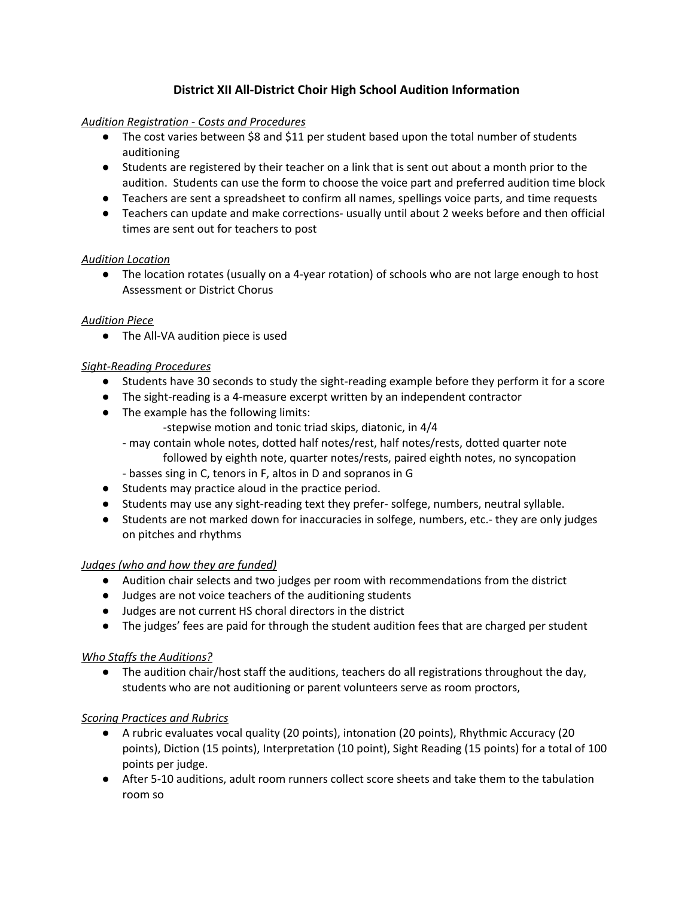# District XII All-District Choir High School Audition Information

*Audition Registration - Costs and Procedures*

- The cost varies between $8 and $11 per student based upon the total number of students auditioning
- Students are registered by their teacher on a link that is sent out about a month prior to the audition. Students can use the form to choose the voice part and preferred audition time block
- Teachers are sent a spreadsheet to confirm all names, spellings voice parts, and time requests
- Teachers can update and make corrections- usually until about 2 weeks before and then official times are sent out for teachers to post

*Audition Location*

- The location rotates (usually on a 4-year rotation) of schools who are not large enough to host Assessment or District Chorus

*Audition Piece*

- The All-VA audition piece is used

*Sight-Reading Procedures*

- Students have 30 seconds to study the sight-reading example before they perform it for a score
- The sight-reading is a 4-measure excerpt written by an independent contractor
- The example has the following limits:
  - -stepwise motion and tonic triad skips, diatonic, in 4/4
  - - may contain whole notes, dotted half notes/rest, half notes/rests, dotted quarter note followed by eighth note, quarter notes/rests, paired eighth notes, no syncopation
  - - basses sing in C, tenors in F, altos in D and sopranos in G
- Students may practice aloud in the practice period.
- Students may use any sight-reading text they prefer- solfege, numbers, neutral syllable.
- Students are not marked down for inaccuracies in solfege, numbers, etc.- they are only judges on pitches and rhythms

*Judges (who and how they are funded)*

- Audition chair selects and two judges per room with recommendations from the district
- Judges are not voice teachers of the auditioning students
- Judges are not current HS choral directors in the district
- The judges' fees are paid for through the student audition fees that are charged per student

*Who Staffs the Auditions?*

- The audition chair/host staff the auditions, teachers do all registrations throughout the day, students who are not auditioning or parent volunteers serve as room proctors,

*Scoring Practices and Rubrics*

- A rubric evaluates vocal quality (20 points), intonation (20 points), Rhythmic Accuracy (20 points), Diction (15 points), Interpretation (10 point), Sight Reading (15 points) for a total of 100 points per judge.
- After 5-10 auditions, adult room runners collect score sheets and take them to the tabulation room so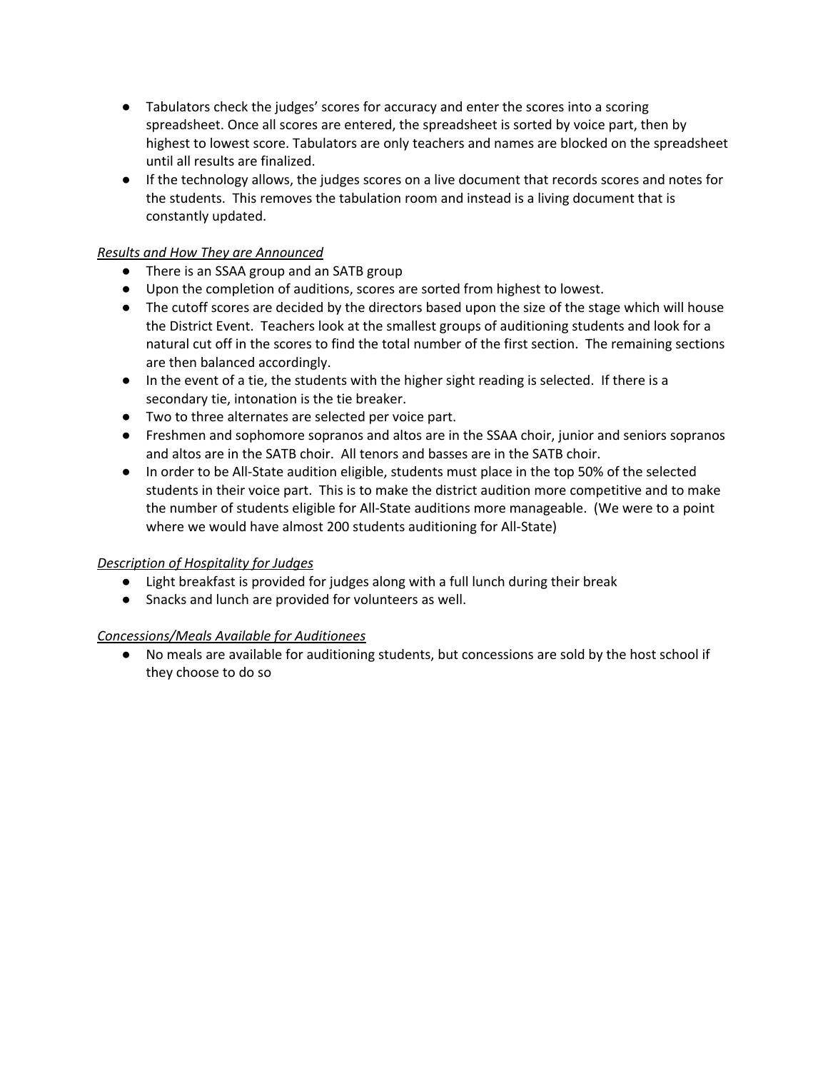- Tabulators check the judges' scores for accuracy and enter the scores into a scoring spreadsheet. Once all scores are entered, the spreadsheet is sorted by voice part, then by highest to lowest score. Tabulators are only teachers and names are blocked on the spreadsheet until all results are finalized.
- If the technology allows, the judges scores on a live document that records scores and notes for the students. This removes the tabulation room and instead is a living document that is constantly updated.

*Results and How They are Announced*

- There is an SSAA group and an SATB group
- Upon the completion of auditions, scores are sorted from highest to lowest.
- The cutoff scores are decided by the directors based upon the size of the stage which will house the District Event. Teachers look at the smallest groups of auditioning students and look for a natural cut off in the scores to find the total number of the first section. The remaining sections are then balanced accordingly.
- In the event of a tie, the students with the higher sight reading is selected. If there is a secondary tie, intonation is the tie breaker.
- Two to three alternates are selected per voice part.
- Freshmen and sophomore sopranos and altos are in the SSAA choir, junior and seniors sopranos and altos are in the SATB choir. All tenors and basses are in the SATB choir.
- In order to be All-State audition eligible, students must place in the top 50% of the selected students in their voice part. This is to make the district audition more competitive and to make the number of students eligible for All-State auditions more manageable. (We were to a point where we would have almost 200 students auditioning for All-State)

*Description of Hospitality for Judges*

- Light breakfast is provided for judges along with a full lunch during their break
- Snacks and lunch are provided for volunteers as well.

*Concessions/Meals Available for Auditionees*

- No meals are available for auditioning students, but concessions are sold by the host school if they choose to do so